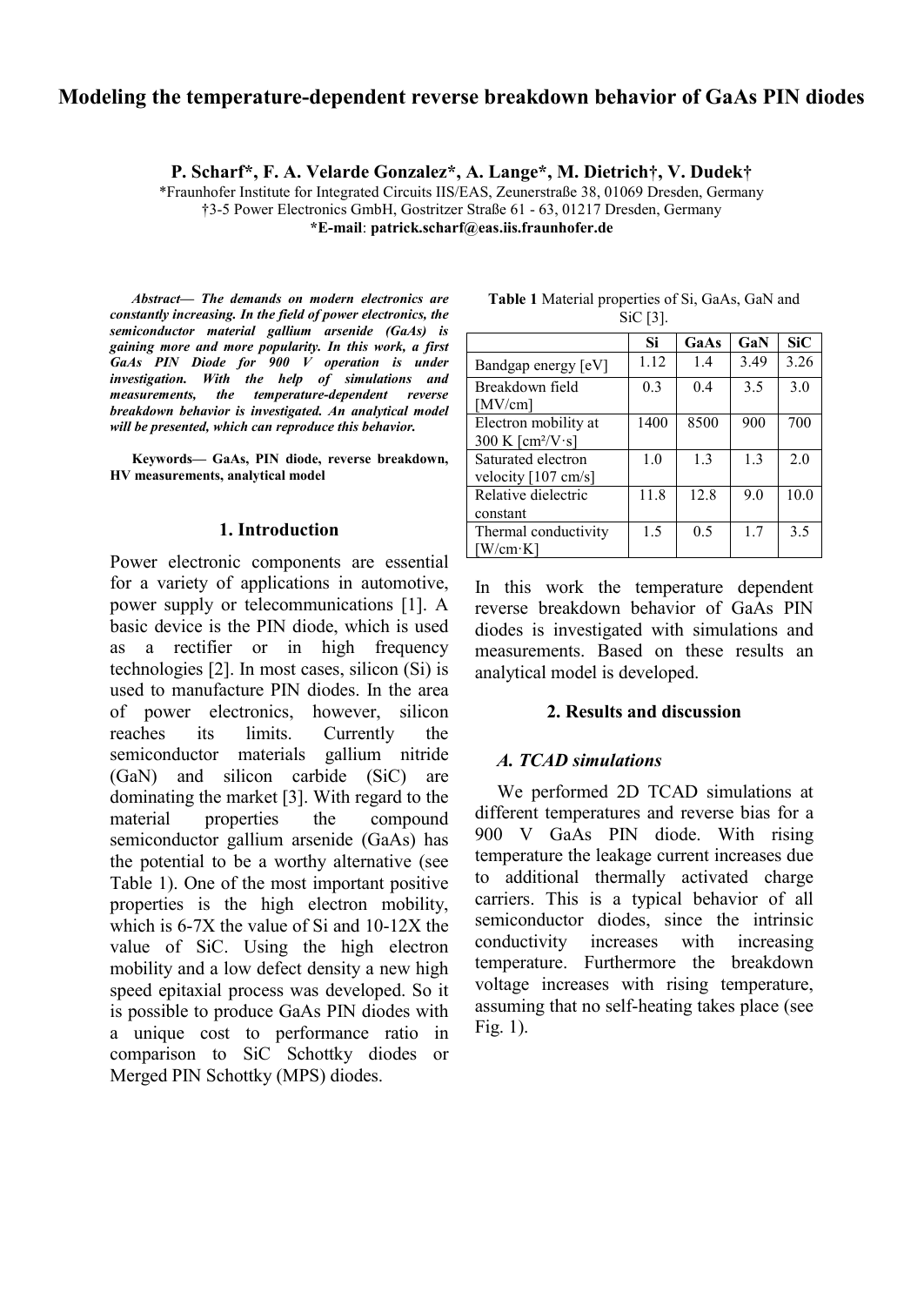# Modeling the temperature-dependent reverse breakdown behavior of GaAs PIN diodes

**P. Scharf\*, F. A. Velarde Gonzalez\*, A. Lange\*, M. Dietrich†, V. Dudek†**

\*Fraunhofer Institute for Integrated Circuits IIS/EAS, Zeunerstraße 38, 01069 Dresden, Germany
†3-5 Power Electronics GmbH, Gostritzer Straße 61 - 63, 01217 Dresden, Germany
**\*E-mail: patrick.scharf@eas.iis.fraunhofer.de**

***Abstract— The demands on modern electronics are constantly increasing. In the field of power electronics, the semiconductor material gallium arsenide (GaAs) is gaining more and more popularity. In this work, a first GaAs PIN Diode for 900 V operation is under investigation. With the help of simulations and measurements, the temperature-dependent reverse breakdown behavior is investigated. An analytical model will be presented, which can reproduce this behavior.***

**Keywords— GaAs, PIN diode, reverse breakdown, HV measurements, analytical model**

## 1. Introduction

Power electronic components are essential for a variety of applications in automotive, power supply or telecommunications [1]. A basic device is the PIN diode, which is used as a rectifier or in high frequency technologies [2]. In most cases, silicon (Si) is used to manufacture PIN diodes. In the area of power electronics, however, silicon reaches its limits. Currently the semiconductor materials gallium nitride (GaN) and silicon carbide (SiC) are dominating the market [3]. With regard to the material properties the compound semiconductor gallium arsenide (GaAs) has the potential to be a worthy alternative (see Table 1). One of the most important positive properties is the high electron mobility, which is 6-7X the value of Si and 10-12X the value of SiC. Using the high electron mobility and a low defect density a new high speed epitaxial process was developed. So it is possible to produce GaAs PIN diodes with a unique cost to performance ratio in comparison to SiC Schottky diodes or Merged PIN Schottky (MPS) diodes.

**Table 1** Material properties of Si, GaAs, GaN and SiC [3].

| | **Si** | **GaAs** | **GaN** | **SiC** |
|---|---|---|---|---|
| Bandgap energy [eV] | 1.12 | 1.4 | 3.49 | 3.26 |
| Breakdown field [MV/cm] | 0.3 | 0.4 | 3.5 | 3.0 |
| Electron mobility at 300 K [cm²/V·s] | 1400 | 8500 | 900 | 700 |
| Saturated electron velocity [107 cm/s] | 1.0 | 1.3 | 1.3 | 2.0 |
| Relative dielectric constant | 11.8 | 12.8 | 9.0 | 10.0 |
| Thermal conductivity [W/cm·K] | 1.5 | 0.5 | 1.7 | 3.5 |

In this work the temperature dependent reverse breakdown behavior of GaAs PIN diodes is investigated with simulations and measurements. Based on these results an analytical model is developed.

## 2. Results and discussion

### *A. TCAD simulations*

We performed 2D TCAD simulations at different temperatures and reverse bias for a 900 V GaAs PIN diode. With rising temperature the leakage current increases due to additional thermally activated charge carriers. This is a typical behavior of all semiconductor diodes, since the intrinsic conductivity increases with increasing temperature. Furthermore the breakdown voltage increases with rising temperature, assuming that no self-heating takes place (see Fig. 1).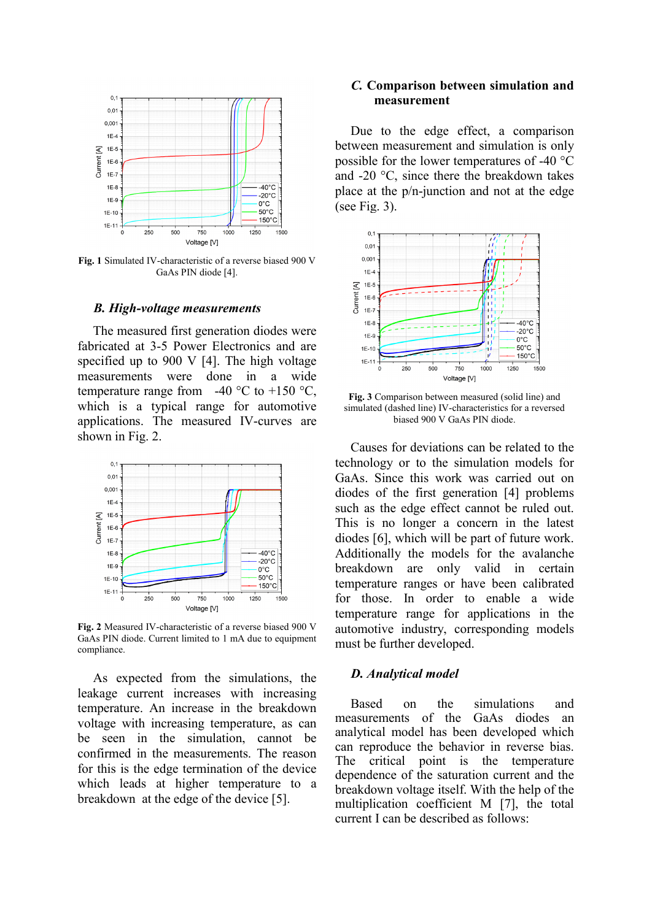Fig. 1 Simulated IV-characteristic of a reverse biased 900 V GaAs PIN diode [4].

### B. High-voltage measurements

The measured first generation diodes were fabricated at 3-5 Power Electronics and are specified up to 900 V [4]. The high voltage measurements were done in a wide temperature range from -40 °C to +150 °C, which is a typical range for automotive applications. The measured IV-curves are shown in Fig. 2.

Fig. 2 Measured IV-characteristic of a reverse biased 900 V GaAs PIN diode. Current limited to 1 mA due to equipment compliance.

As expected from the simulations, the leakage current increases with increasing temperature. An increase in the breakdown voltage with increasing temperature, as can be seen in the simulation, cannot be confirmed in the measurements. The reason for this is the edge termination of the device which leads at higher temperature to a breakdown at the edge of the device [5].

### C. Comparison between simulation and measurement

Due to the edge effect, a comparison between measurement and simulation is only possible for the lower temperatures of -40 °C and -20 °C, since there the breakdown takes place at the p/n-junction and not at the edge (see Fig. 3).

Fig. 3 Comparison between measured (solid line) and simulated (dashed line) IV-characteristics for a reversed biased 900 V GaAs PIN diode.

Causes for deviations can be related to the technology or to the simulation models for GaAs. Since this work was carried out on diodes of the first generation [4] problems such as the edge effect cannot be ruled out. This is no longer a concern in the latest diodes [6], which will be part of future work. Additionally the models for the avalanche breakdown are only valid in certain temperature ranges or have been calibrated for those. In order to enable a wide temperature range for applications in the automotive industry, corresponding models must be further developed.

### D. Analytical model

Based on the simulations and measurements of the GaAs diodes an analytical model has been developed which can reproduce the behavior in reverse bias. The critical point is the temperature dependence of the saturation current and the breakdown voltage itself. With the help of the multiplication coefficient M [7], the total current I can be described as follows: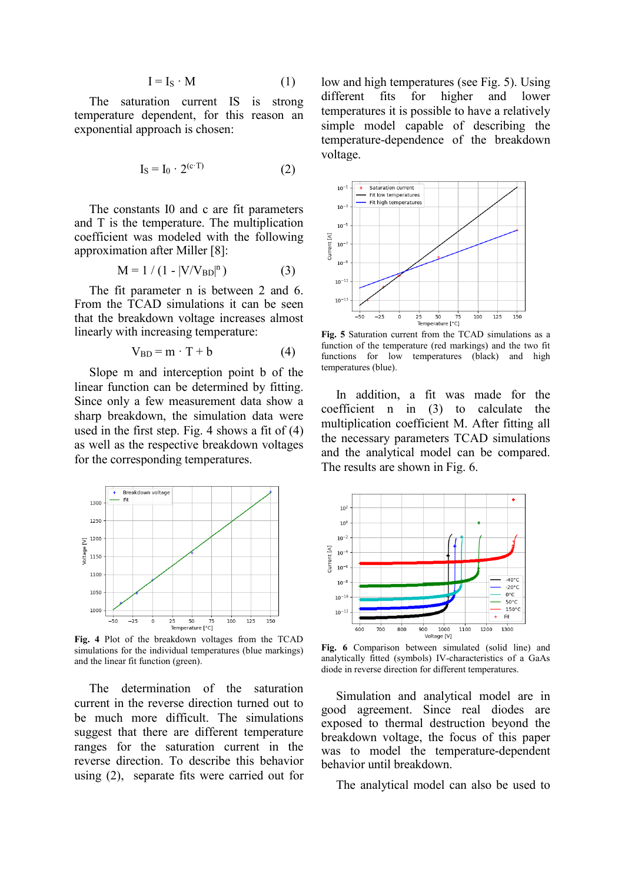$$I = I_S \cdot M \quad (1)$$

The saturation current IS is strong temperature dependent, for this reason an exponential approach is chosen:

$$I_S = I_0 \cdot 2^{(c \cdot T)} \quad (2)$$

The constants I0 and c are fit parameters and T is the temperature. The multiplication coefficient was modeled with the following approximation after Miller [8]:

$$M = 1 / (1 - |V/V_{BD}|^n) \quad (3)$$

The fit parameter n is between 2 and 6. From the TCAD simulations it can be seen that the breakdown voltage increases almost linearly with increasing temperature:

$$V_{BD} = m \cdot T + b \quad (4)$$

Slope m and interception point b of the linear function can be determined by fitting. Since only a few measurement data show a sharp breakdown, the simulation data were used in the first step. Fig. 4 shows a fit of (4) as well as the respective breakdown voltages for the corresponding temperatures.

**Fig. 4** Plot of the breakdown voltages from the TCAD simulations for the individual temperatures (blue markings) and the linear fit function (green).

The determination of the saturation current in the reverse direction turned out to be much more difficult. The simulations suggest that there are different temperature ranges for the saturation current in the reverse direction. To describe this behavior using (2), separate fits were carried out for low and high temperatures (see Fig. 5). Using different fits for higher and lower temperatures it is possible to have a relatively simple model capable of describing the temperature-dependence of the breakdown voltage.

**Fig. 5** Saturation current from the TCAD simulations as a function of the temperature (red markings) and the two fit functions for low temperatures (black) and high temperatures (blue).

In addition, a fit was made for the coefficient n in (3) to calculate the multiplication coefficient M. After fitting all the necessary parameters TCAD simulations and the analytical model can be compared. The results are shown in Fig. 6.

**Fig. 6** Comparison between simulated (solid line) and analytically fitted (symbols) IV-characteristics of a GaAs diode in reverse direction for different temperatures.

Simulation and analytical model are in good agreement. Since real diodes are exposed to thermal destruction beyond the breakdown voltage, the focus of this paper was to model the temperature-dependent behavior until breakdown.

The analytical model can also be used to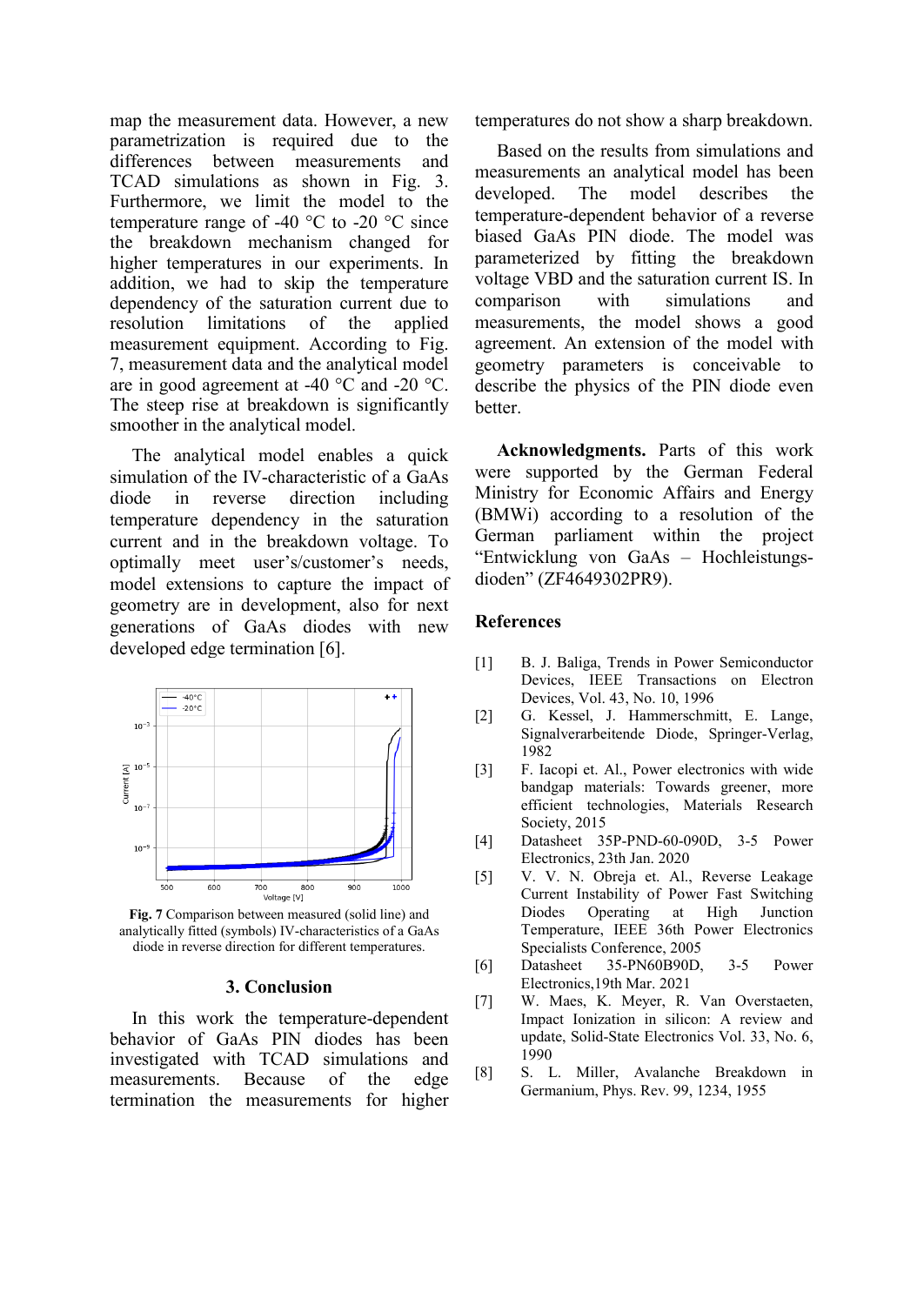map the measurement data. However, a new parametrization is required due to the differences between measurements and TCAD simulations as shown in Fig. 3. Furthermore, we limit the model to the temperature range of -40 °C to -20 °C since the breakdown mechanism changed for higher temperatures in our experiments. In addition, we had to skip the temperature dependency of the saturation current due to resolution limitations of the applied measurement equipment. According to Fig. 7, measurement data and the analytical model are in good agreement at -40 °C and -20 °C. The steep rise at breakdown is significantly smoother in the analytical model.

The analytical model enables a quick simulation of the IV-characteristic of a GaAs diode in reverse direction including temperature dependency in the saturation current and in the breakdown voltage. To optimally meet user's/customer's needs, model extensions to capture the impact of geometry are in development, also for next generations of GaAs diodes with new developed edge termination [6].

-40°C
-20°C
$10^{-3}$
$10^{-5}$
$10^{-7}$
$10^{-9}$
Current [A]
500
600
700
800
900
1000
Voltage [V]

**Fig. 7** Comparison between measured (solid line) and analytically fitted (symbols) IV-characteristics of a GaAs diode in reverse direction for different temperatures.

## 3. Conclusion

In this work the temperature-dependent behavior of GaAs PIN diodes has been investigated with TCAD simulations and measurements. Because of the edge termination the measurements for higher temperatures do not show a sharp breakdown.

Based on the results from simulations and measurements an analytical model has been developed. The model describes the temperature-dependent behavior of a reverse biased GaAs PIN diode. The model was parameterized by fitting the breakdown voltage VBD and the saturation current IS. In comparison with simulations and measurements, the model shows a good agreement. An extension of the model with geometry parameters is conceivable to describe the physics of the PIN diode even better.

**Acknowledgments.** Parts of this work were supported by the German Federal Ministry for Economic Affairs and Energy (BMWi) according to a resolution of the German parliament within the project "Entwicklung von GaAs – Hochleistungs-dioden" (ZF4649302PR9).

## References

[1] B. J. Baliga, Trends in Power Semiconductor Devices, IEEE Transactions on Electron Devices, Vol. 43, No. 10, 1996

[2] G. Kessel, J. Hammerschmitt, E. Lange, Signalverarbeitende Diode, Springer-Verlag, 1982

[3] F. Iacopi et. Al., Power electronics with wide bandgap materials: Towards greener, more efficient technologies, Materials Research Society, 2015

[4] Datasheet 35P-PND-60-090D, 3-5 Power Electronics, 23th Jan. 2020

[5] V. V. N. Obreja et. Al., Reverse Leakage Current Instability of Power Fast Switching Diodes Operating at High Junction Temperature, IEEE 36th Power Electronics Specialists Conference, 2005

[6] Datasheet 35-PN60B90D, 3-5 Power Electronics,19th Mar. 2021

[7] W. Maes, K. Meyer, R. Van Overstaeten, Impact Ionization in silicon: A review and update, Solid-State Electronics Vol. 33, No. 6, 1990

[8] S. L. Miller, Avalanche Breakdown in Germanium, Phys. Rev. 99, 1234, 1955